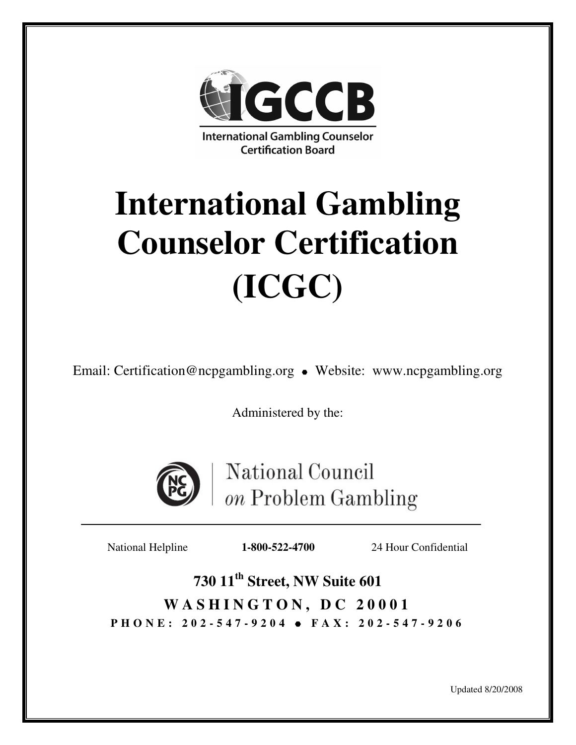IGCCB

International Gambling Counselor Certification Board

# International Gambling Counselor Certification (ICGC)

Email: Certification@ncpgambling.org • Website: www.ncpgambling.org

Administered by the:

National Council *on* Problem Gambling

National Helpline **1-800-522-4700** 24 Hour Confidential

**730 11th Street, NW Suite 601**

**WASHINGTON, DC 20001**

**PHONE: 202-547-9204 • FAX: 202-547-9206**

Updated 8/20/2008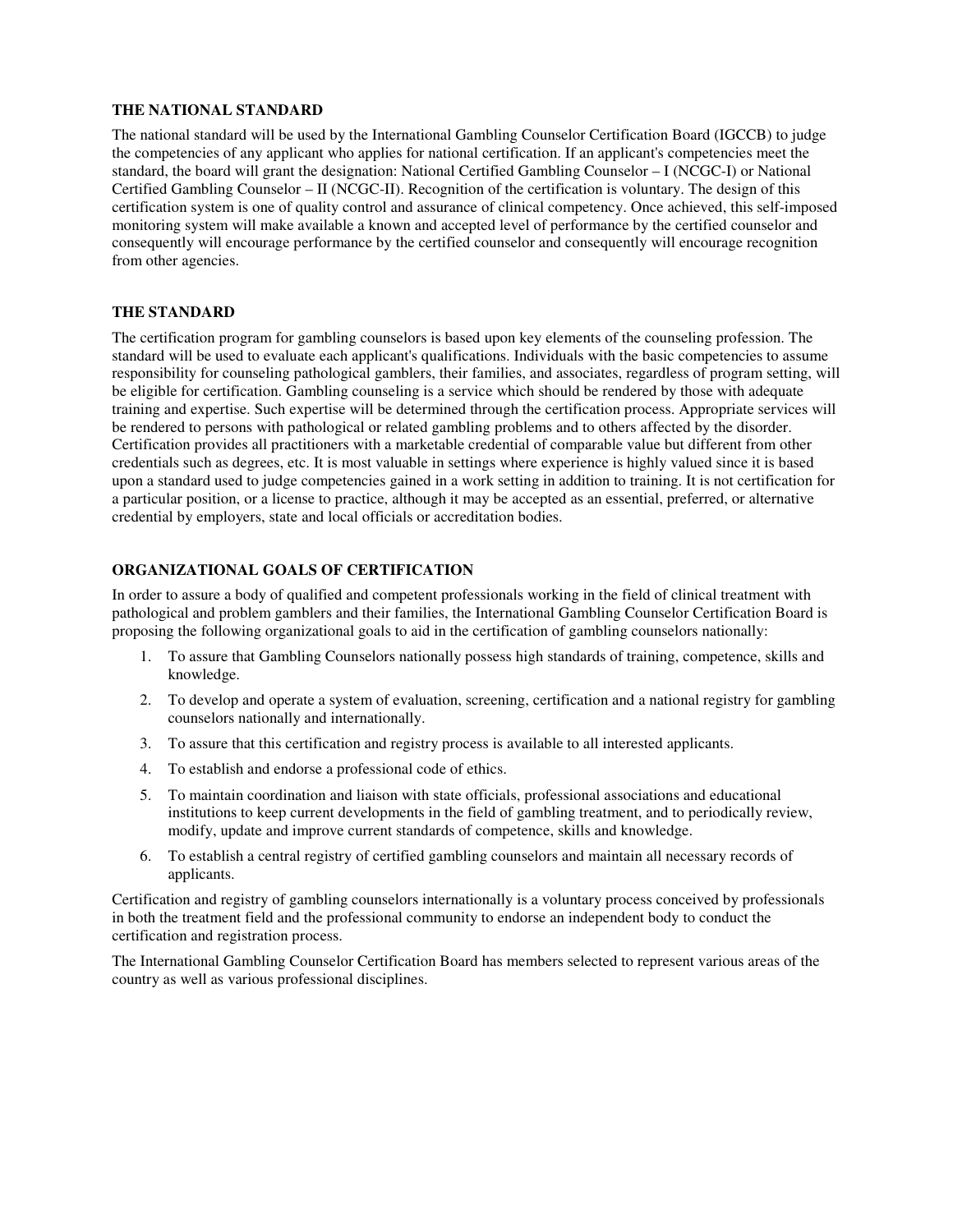**THE NATIONAL STANDARD**

The national standard will be used by the International Gambling Counselor Certification Board (IGCCB) to judge the competencies of any applicant who applies for national certification. If an applicant's competencies meet the standard, the board will grant the designation: National Certified Gambling Counselor – I (NCGC-I) or National Certified Gambling Counselor – II (NCGC-II). Recognition of the certification is voluntary. The design of this certification system is one of quality control and assurance of clinical competency. Once achieved, this self-imposed monitoring system will make available a known and accepted level of performance by the certified counselor and consequently will encourage performance by the certified counselor and consequently will encourage recognition from other agencies.

**THE STANDARD**

The certification program for gambling counselors is based upon key elements of the counseling profession. The standard will be used to evaluate each applicant's qualifications. Individuals with the basic competencies to assume responsibility for counseling pathological gamblers, their families, and associates, regardless of program setting, will be eligible for certification. Gambling counseling is a service which should be rendered by those with adequate training and expertise. Such expertise will be determined through the certification process. Appropriate services will be rendered to persons with pathological or related gambling problems and to others affected by the disorder. Certification provides all practitioners with a marketable credential of comparable value but different from other credentials such as degrees, etc. It is most valuable in settings where experience is highly valued since it is based upon a standard used to judge competencies gained in a work setting in addition to training. It is not certification for a particular position, or a license to practice, although it may be accepted as an essential, preferred, or alternative credential by employers, state and local officials or accreditation bodies.

**ORGANIZATIONAL GOALS OF CERTIFICATION**

In order to assure a body of qualified and competent professionals working in the field of clinical treatment with pathological and problem gamblers and their families, the International Gambling Counselor Certification Board is proposing the following organizational goals to aid in the certification of gambling counselors nationally:

1. To assure that Gambling Counselors nationally possess high standards of training, competence, skills and knowledge.
2. To develop and operate a system of evaluation, screening, certification and a national registry for gambling counselors nationally and internationally.
3. To assure that this certification and registry process is available to all interested applicants.
4. To establish and endorse a professional code of ethics.
5. To maintain coordination and liaison with state officials, professional associations and educational institutions to keep current developments in the field of gambling treatment, and to periodically review, modify, update and improve current standards of competence, skills and knowledge.
6. To establish a central registry of certified gambling counselors and maintain all necessary records of applicants.

Certification and registry of gambling counselors internationally is a voluntary process conceived by professionals in both the treatment field and the professional community to endorse an independent body to conduct the certification and registration process.

The International Gambling Counselor Certification Board has members selected to represent various areas of the country as well as various professional disciplines.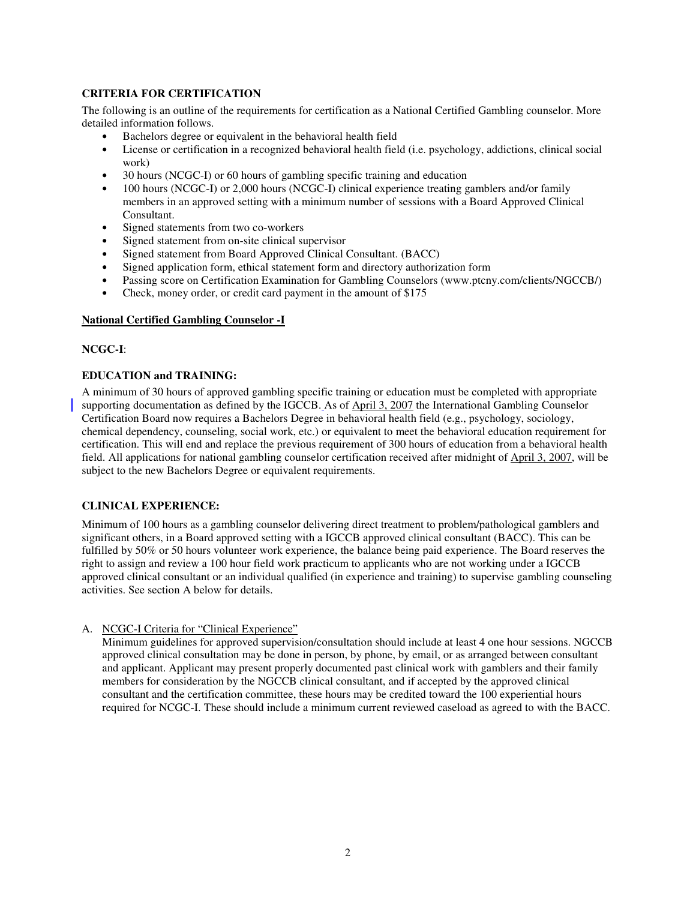**CRITERIA FOR CERTIFICATION**

The following is an outline of the requirements for certification as a National Certified Gambling counselor. More detailed information follows.

- Bachelors degree or equivalent in the behavioral health field
- License or certification in a recognized behavioral health field (i.e. psychology, addictions, clinical social work)
- 30 hours (NCGC-I) or 60 hours of gambling specific training and education
- 100 hours (NCGC-I) or 2,000 hours (NCGC-I) clinical experience treating gamblers and/or family members in an approved setting with a minimum number of sessions with a Board Approved Clinical Consultant.
- Signed statements from two co-workers
- Signed statement from on-site clinical supervisor
- Signed statement from Board Approved Clinical Consultant. (BACC)
- Signed application form, ethical statement form and directory authorization form
- Passing score on Certification Examination for Gambling Counselors (www.ptcny.com/clients/NGCCB/)
- Check, money order, or credit card payment in the amount of $175

**National Certified Gambling Counselor -I**

**NCGC-I**:

**EDUCATION and TRAINING:**

A minimum of 30 hours of approved gambling specific training or education must be completed with appropriate supporting documentation as defined by the IGCCB. As of April 3, 2007 the International Gambling Counselor Certification Board now requires a Bachelors Degree in behavioral health field (e.g., psychology, sociology, chemical dependency, counseling, social work, etc.) or equivalent to meet the behavioral education requirement for certification. This will end and replace the previous requirement of 300 hours of education from a behavioral health field. All applications for national gambling counselor certification received after midnight of April 3, 2007, will be subject to the new Bachelors Degree or equivalent requirements.

**CLINICAL EXPERIENCE:**

Minimum of 100 hours as a gambling counselor delivering direct treatment to problem/pathological gamblers and significant others, in a Board approved setting with a IGCCB approved clinical consultant (BACC). This can be fulfilled by 50% or 50 hours volunteer work experience, the balance being paid experience. The Board reserves the right to assign and review a 100 hour field work practicum to applicants who are not working under a IGCCB approved clinical consultant or an individual qualified (in experience and training) to supervise gambling counseling activities. See section A below for details.

A. NCGC-I Criteria for "Clinical Experience"

   Minimum guidelines for approved supervision/consultation should include at least 4 one hour sessions. NGCCB approved clinical consultation may be done in person, by phone, by email, or as arranged between consultant and applicant. Applicant may present properly documented past clinical work with gamblers and their family members for consideration by the NGCCB clinical consultant, and if accepted by the approved clinical consultant and the certification committee, these hours may be credited toward the 100 experiential hours required for NCGC-I. These should include a minimum current reviewed caseload as agreed to with the BACC.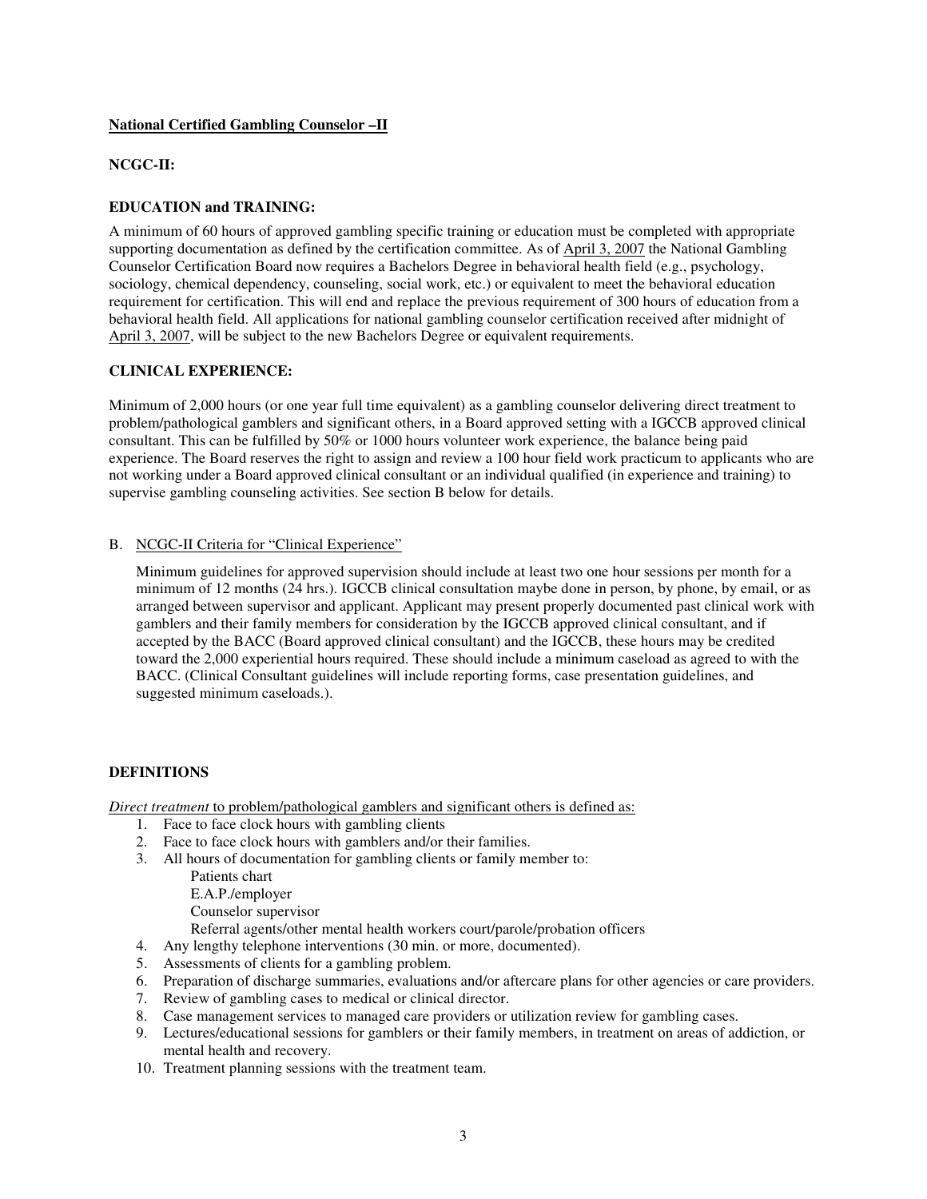**<u>National Certified Gambling Counselor –II</u>**

**NCGC-II:**

**EDUCATION and TRAINING:**

A minimum of 60 hours of approved gambling specific training or education must be completed with appropriate supporting documentation as defined by the certification committee. As of <u>April 3, 2007</u> the National Gambling Counselor Certification Board now requires a Bachelors Degree in behavioral health field (e.g., psychology, sociology, chemical dependency, counseling, social work, etc.) or equivalent to meet the behavioral education requirement for certification. This will end and replace the previous requirement of 300 hours of education from a behavioral health field. All applications for national gambling counselor certification received after midnight of <u>April 3, 2007</u>, will be subject to the new Bachelors Degree or equivalent requirements.

**CLINICAL EXPERIENCE:**

Minimum of 2,000 hours (or one year full time equivalent) as a gambling counselor delivering direct treatment to problem/pathological gamblers and significant others, in a Board approved setting with a IGCCB approved clinical consultant. This can be fulfilled by 50% or 1000 hours volunteer work experience, the balance being paid experience. The Board reserves the right to assign and review a 100 hour field work practicum to applicants who are not working under a Board approved clinical consultant or an individual qualified (in experience and training) to supervise gambling counseling activities. See section B below for details.

B. <u>NCGC-II Criteria for "Clinical Experience"</u>

Minimum guidelines for approved supervision should include at least two one hour sessions per month for a minimum of 12 months (24 hrs.). IGCCB clinical consultation maybe done in person, by phone, by email, or as arranged between supervisor and applicant. Applicant may present properly documented past clinical work with gamblers and their family members for consideration by the IGCCB approved clinical consultant, and if accepted by the BACC (Board approved clinical consultant) and the IGCCB, these hours may be credited toward the 2,000 experiential hours required. These should include a minimum caseload as agreed to with the BACC. (Clinical Consultant guidelines will include reporting forms, case presentation guidelines, and suggested minimum caseloads.).

**DEFINITIONS**

*Direct treatment* <u>to problem/pathological gamblers and significant others is defined as:</u>

1. Face to face clock hours with gambling clients
2. Face to face clock hours with gamblers and/or their families.
3. All hours of documentation for gambling clients or family member to:
   - Patients chart
   - E.A.P./employer
   - Counselor supervisor
   - Referral agents/other mental health workers court/parole/probation officers
4. Any lengthy telephone interventions (30 min. or more, documented).
5. Assessments of clients for a gambling problem.
6. Preparation of discharge summaries, evaluations and/or aftercare plans for other agencies or care providers.
7. Review of gambling cases to medical or clinical director.
8. Case management services to managed care providers or utilization review for gambling cases.
9. Lectures/educational sessions for gamblers or their family members, in treatment on areas of addiction, or mental health and recovery.
10. Treatment planning sessions with the treatment team.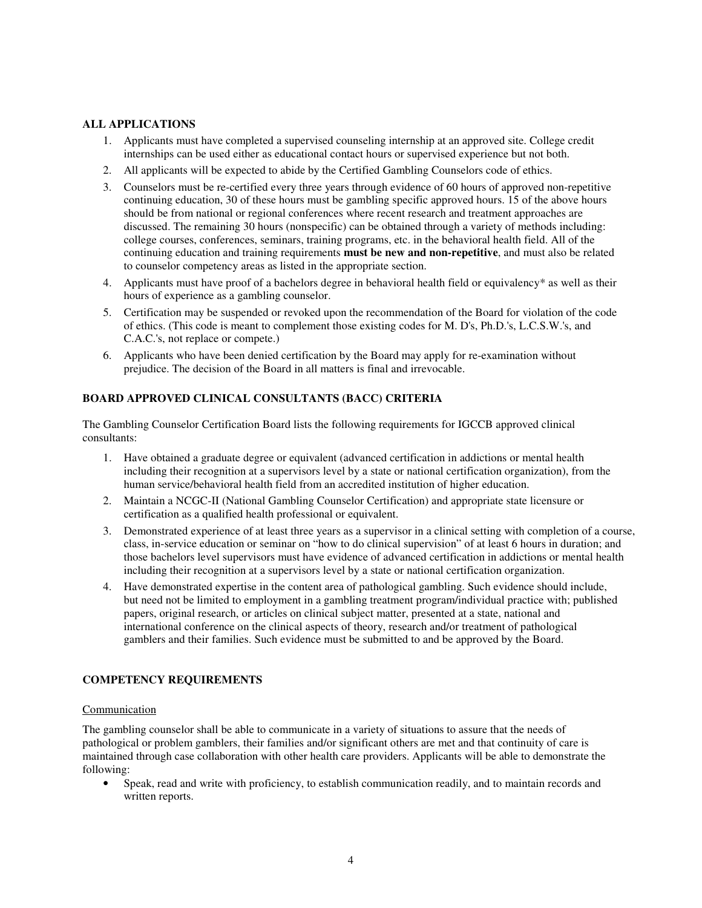**ALL APPLICATIONS**

1. Applicants must have completed a supervised counseling internship at an approved site. College credit internships can be used either as educational contact hours or supervised experience but not both.
2. All applicants will be expected to abide by the Certified Gambling Counselors code of ethics.
3. Counselors must be re-certified every three years through evidence of 60 hours of approved non-repetitive continuing education, 30 of these hours must be gambling specific approved hours. 15 of the above hours should be from national or regional conferences where recent research and treatment approaches are discussed. The remaining 30 hours (nonspecific) can be obtained through a variety of methods including: college courses, conferences, seminars, training programs, etc. in the behavioral health field. All of the continuing education and training requirements **must be new and non-repetitive**, and must also be related to counselor competency areas as listed in the appropriate section.
4. Applicants must have proof of a bachelors degree in behavioral health field or equivalency* as well as their hours of experience as a gambling counselor.
5. Certification may be suspended or revoked upon the recommendation of the Board for violation of the code of ethics. (This code is meant to complement those existing codes for M. D's, Ph.D.'s, L.C.S.W.'s, and C.A.C.'s, not replace or compete.)
6. Applicants who have been denied certification by the Board may apply for re-examination without prejudice. The decision of the Board in all matters is final and irrevocable.

**BOARD APPROVED CLINICAL CONSULTANTS (BACC) CRITERIA**

The Gambling Counselor Certification Board lists the following requirements for IGCCB approved clinical consultants:

1. Have obtained a graduate degree or equivalent (advanced certification in addictions or mental health including their recognition at a supervisors level by a state or national certification organization), from the human service/behavioral health field from an accredited institution of higher education.
2. Maintain a NCGC-II (National Gambling Counselor Certification) and appropriate state licensure or certification as a qualified health professional or equivalent.
3. Demonstrated experience of at least three years as a supervisor in a clinical setting with completion of a course, class, in-service education or seminar on "how to do clinical supervision" of at least 6 hours in duration; and those bachelors level supervisors must have evidence of advanced certification in addictions or mental health including their recognition at a supervisors level by a state or national certification organization.
4. Have demonstrated expertise in the content area of pathological gambling. Such evidence should include, but need not be limited to employment in a gambling treatment program/individual practice with; published papers, original research, or articles on clinical subject matter, presented at a state, national and international conference on the clinical aspects of theory, research and/or treatment of pathological gamblers and their families. Such evidence must be submitted to and be approved by the Board.

**COMPETENCY REQUIREMENTS**

Communication

The gambling counselor shall be able to communicate in a variety of situations to assure that the needs of pathological or problem gamblers, their families and/or significant others are met and that continuity of care is maintained through case collaboration with other health care providers. Applicants will be able to demonstrate the following:

- Speak, read and write with proficiency, to establish communication readily, and to maintain records and written reports.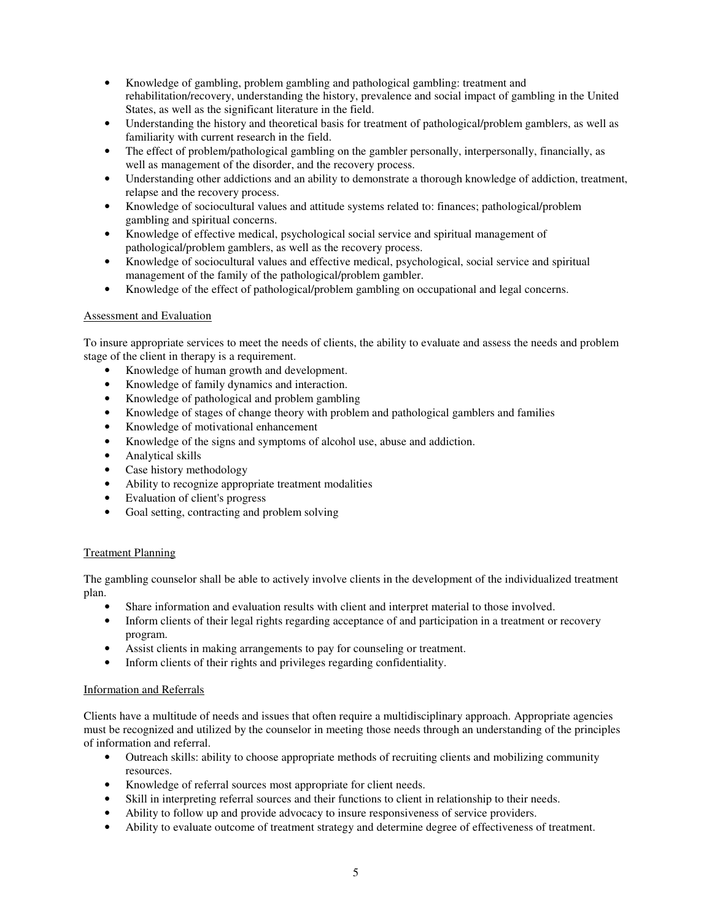- Knowledge of gambling, problem gambling and pathological gambling: treatment and rehabilitation/recovery, understanding the history, prevalence and social impact of gambling in the United States, as well as the significant literature in the field.
- Understanding the history and theoretical basis for treatment of pathological/problem gamblers, as well as familiarity with current research in the field.
- The effect of problem/pathological gambling on the gambler personally, interpersonally, financially, as well as management of the disorder, and the recovery process.
- Understanding other addictions and an ability to demonstrate a thorough knowledge of addiction, treatment, relapse and the recovery process.
- Knowledge of sociocultural values and attitude systems related to: finances; pathological/problem gambling and spiritual concerns.
- Knowledge of effective medical, psychological social service and spiritual management of pathological/problem gamblers, as well as the recovery process.
- Knowledge of sociocultural values and effective medical, psychological, social service and spiritual management of the family of the pathological/problem gambler.
- Knowledge of the effect of pathological/problem gambling on occupational and legal concerns.

<u>Assessment and Evaluation</u>

To insure appropriate services to meet the needs of clients, the ability to evaluate and assess the needs and problem stage of the client in therapy is a requirement.

- Knowledge of human growth and development.
- Knowledge of family dynamics and interaction.
- Knowledge of pathological and problem gambling
- Knowledge of stages of change theory with problem and pathological gamblers and families
- Knowledge of motivational enhancement
- Knowledge of the signs and symptoms of alcohol use, abuse and addiction.
- Analytical skills
- Case history methodology
- Ability to recognize appropriate treatment modalities
- Evaluation of client's progress
- Goal setting, contracting and problem solving

<u>Treatment Planning</u>

The gambling counselor shall be able to actively involve clients in the development of the individualized treatment plan.

- Share information and evaluation results with client and interpret material to those involved.
- Inform clients of their legal rights regarding acceptance of and participation in a treatment or recovery program.
- Assist clients in making arrangements to pay for counseling or treatment.
- Inform clients of their rights and privileges regarding confidentiality.

<u>Information and Referrals</u>

Clients have a multitude of needs and issues that often require a multidisciplinary approach. Appropriate agencies must be recognized and utilized by the counselor in meeting those needs through an understanding of the principles of information and referral.

- Outreach skills: ability to choose appropriate methods of recruiting clients and mobilizing community resources.
- Knowledge of referral sources most appropriate for client needs.
- Skill in interpreting referral sources and their functions to client in relationship to their needs.
- Ability to follow up and provide advocacy to insure responsiveness of service providers.
- Ability to evaluate outcome of treatment strategy and determine degree of effectiveness of treatment.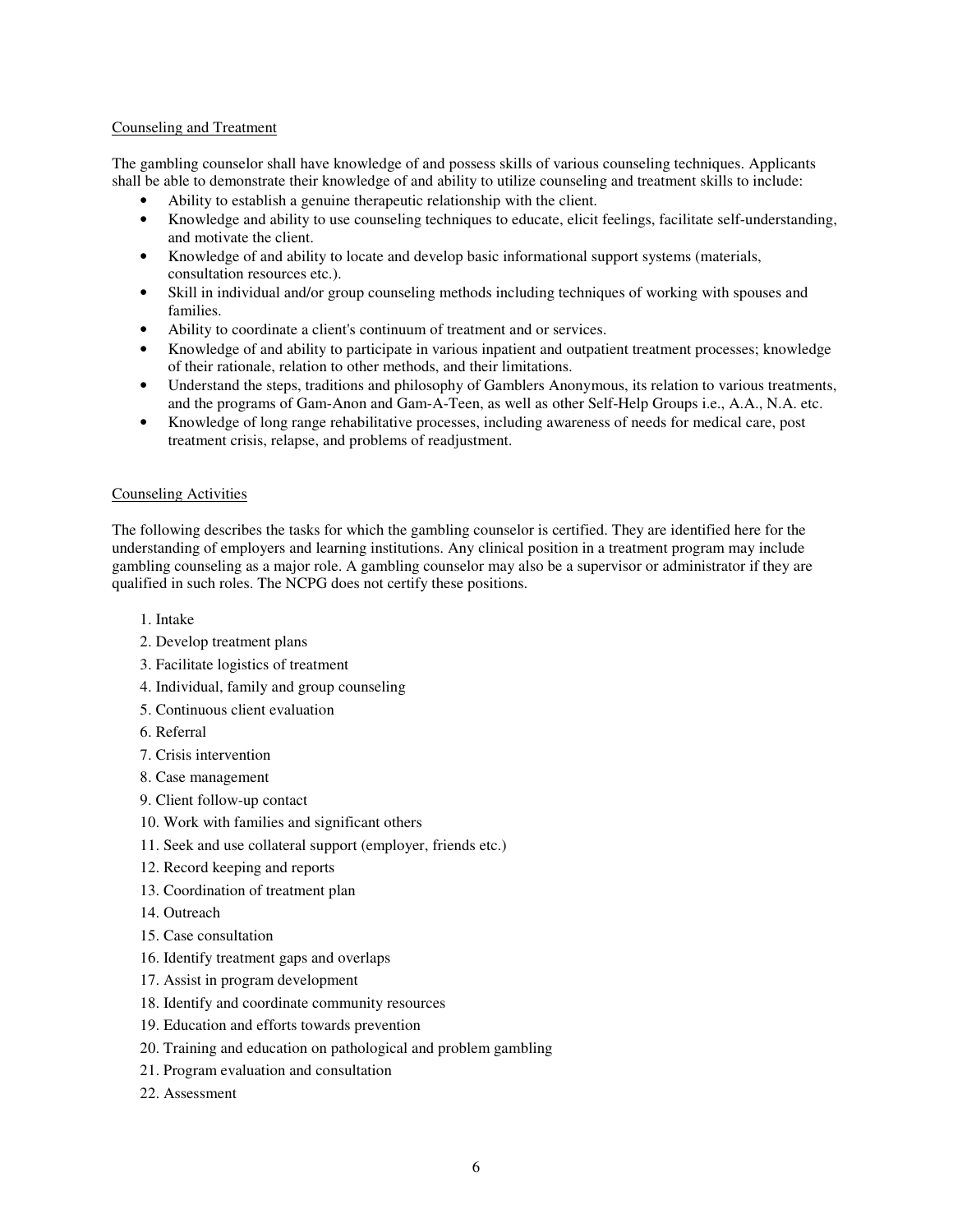## Counseling and Treatment

The gambling counselor shall have knowledge of and possess skills of various counseling techniques. Applicants shall be able to demonstrate their knowledge of and ability to utilize counseling and treatment skills to include:

- Ability to establish a genuine therapeutic relationship with the client.
- Knowledge and ability to use counseling techniques to educate, elicit feelings, facilitate self-understanding, and motivate the client.
- Knowledge of and ability to locate and develop basic informational support systems (materials, consultation resources etc.).
- Skill in individual and/or group counseling methods including techniques of working with spouses and families.
- Ability to coordinate a client's continuum of treatment and or services.
- Knowledge of and ability to participate in various inpatient and outpatient treatment processes; knowledge of their rationale, relation to other methods, and their limitations.
- Understand the steps, traditions and philosophy of Gamblers Anonymous, its relation to various treatments, and the programs of Gam-Anon and Gam-A-Teen, as well as other Self-Help Groups i.e., A.A., N.A. etc.
- Knowledge of long range rehabilitative processes, including awareness of needs for medical care, post treatment crisis, relapse, and problems of readjustment.

## Counseling Activities

The following describes the tasks for which the gambling counselor is certified. They are identified here for the understanding of employers and learning institutions. Any clinical position in a treatment program may include gambling counseling as a major role. A gambling counselor may also be a supervisor or administrator if they are qualified in such roles. The NCPG does not certify these positions.

1. Intake
2. Develop treatment plans
3. Facilitate logistics of treatment
4. Individual, family and group counseling
5. Continuous client evaluation
6. Referral
7. Crisis intervention
8. Case management
9. Client follow-up contact
10. Work with families and significant others
11. Seek and use collateral support (employer, friends etc.)
12. Record keeping and reports
13. Coordination of treatment plan
14. Outreach
15. Case consultation
16. Identify treatment gaps and overlaps
17. Assist in program development
18. Identify and coordinate community resources
19. Education and efforts towards prevention
20. Training and education on pathological and problem gambling
21. Program evaluation and consultation
22. Assessment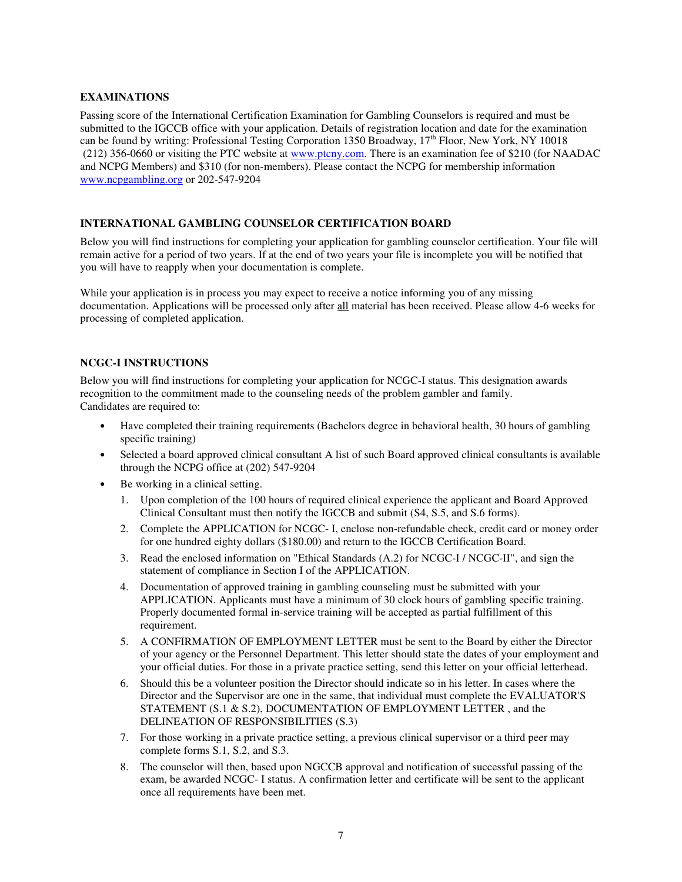### EXAMINATIONS

Passing score of the International Certification Examination for Gambling Counselors is required and must be submitted to the IGCCB office with your application. Details of registration location and date for the examination can be found by writing: Professional Testing Corporation 1350 Broadway, 17th Floor, New York, NY 10018 (212) 356-0660 or visiting the PTC website at www.ptcny.com. There is an examination fee of $210 (for NAADAC and NCPG Members) and $310 (for non-members). Please contact the NCPG for membership information www.ncpgambling.org or 202-547-9204

### INTERNATIONAL GAMBLING COUNSELOR CERTIFICATION BOARD

Below you will find instructions for completing your application for gambling counselor certification. Your file will remain active for a period of two years. If at the end of two years your file is incomplete you will be notified that you will have to reapply when your documentation is complete.

While your application is in process you may expect to receive a notice informing you of any missing documentation. Applications will be processed only after all material has been received. Please allow 4-6 weeks for processing of completed application.

### NCGC-I INSTRUCTIONS

Below you will find instructions for completing your application for NCGC-I status. This designation awards recognition to the commitment made to the counseling needs of the problem gambler and family.
Candidates are required to:

- Have completed their training requirements (Bachelors degree in behavioral health, 30 hours of gambling specific training)
- Selected a board approved clinical consultant A list of such Board approved clinical consultants is available through the NCPG office at (202) 547-9204
- Be working in a clinical setting.

1. Upon completion of the 100 hours of required clinical experience the applicant and Board Approved Clinical Consultant must then notify the IGCCB and submit (S4, S.5, and S.6 forms).
2. Complete the APPLICATION for NCGC- I, enclose non-refundable check, credit card or money order for one hundred eighty dollars ($180.00) and return to the IGCCB Certification Board.
3. Read the enclosed information on "Ethical Standards (A.2) for NCGC-I / NCGC-II", and sign the statement of compliance in Section I of the APPLICATION.
4. Documentation of approved training in gambling counseling must be submitted with your APPLICATION. Applicants must have a minimum of 30 clock hours of gambling specific training. Properly documented formal in-service training will be accepted as partial fulfillment of this requirement.
5. A CONFIRMATION OF EMPLOYMENT LETTER must be sent to the Board by either the Director of your agency or the Personnel Department. This letter should state the dates of your employment and your official duties. For those in a private practice setting, send this letter on your official letterhead.
6. Should this be a volunteer position the Director should indicate so in his letter. In cases where the Director and the Supervisor are one in the same, that individual must complete the EVALUATOR'S STATEMENT (S.1 & S.2), DOCUMENTATION OF EMPLOYMENT LETTER , and the DELINEATION OF RESPONSIBILITIES (S.3)
7. For those working in a private practice setting, a previous clinical supervisor or a third peer may complete forms S.1, S.2, and S.3.
8. The counselor will then, based upon NGCCB approval and notification of successful passing of the exam, be awarded NCGC- I status. A confirmation letter and certificate will be sent to the applicant once all requirements have been met.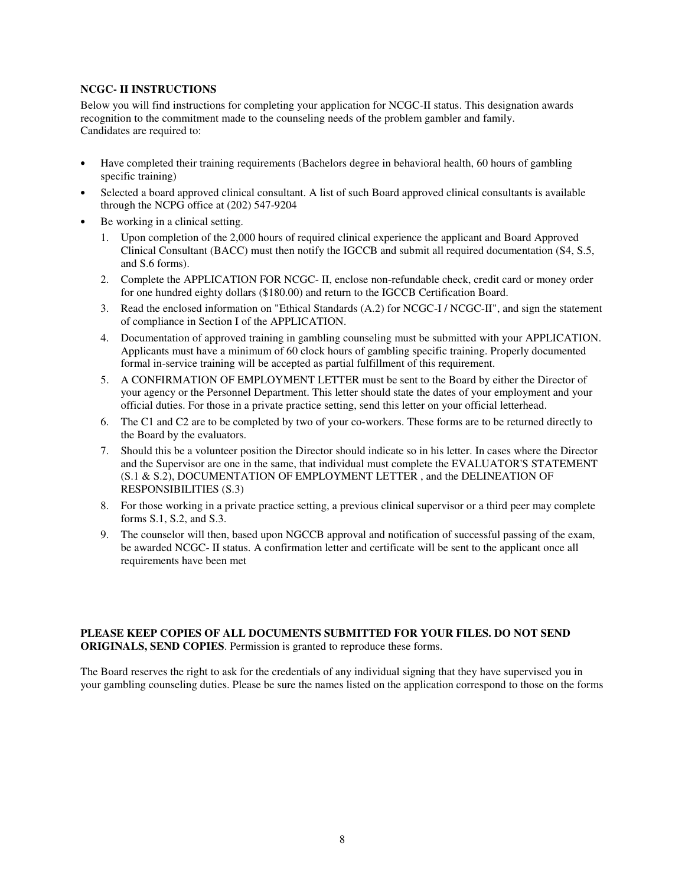**NCGC- II INSTRUCTIONS**

Below you will find instructions for completing your application for NCGC-II status. This designation awards recognition to the commitment made to the counseling needs of the problem gambler and family.
Candidates are required to:

- Have completed their training requirements (Bachelors degree in behavioral health, 60 hours of gambling specific training)
- Selected a board approved clinical consultant. A list of such Board approved clinical consultants is available through the NCPG office at (202) 547-9204
- Be working in a clinical setting.
  1. Upon completion of the 2,000 hours of required clinical experience the applicant and Board Approved Clinical Consultant (BACC) must then notify the IGCCB and submit all required documentation (S4, S.5, and S.6 forms).
  2. Complete the APPLICATION FOR NCGC- II, enclose non-refundable check, credit card or money order for one hundred eighty dollars ($180.00) and return to the IGCCB Certification Board.
  3. Read the enclosed information on "Ethical Standards (A.2) for NCGC-I / NCGC-II", and sign the statement of compliance in Section I of the APPLICATION.
  4. Documentation of approved training in gambling counseling must be submitted with your APPLICATION. Applicants must have a minimum of 60 clock hours of gambling specific training. Properly documented formal in-service training will be accepted as partial fulfillment of this requirement.
  5. A CONFIRMATION OF EMPLOYMENT LETTER must be sent to the Board by either the Director of your agency or the Personnel Department. This letter should state the dates of your employment and your official duties. For those in a private practice setting, send this letter on your official letterhead.
  6. The C1 and C2 are to be completed by two of your co-workers. These forms are to be returned directly to the Board by the evaluators.
  7. Should this be a volunteer position the Director should indicate so in his letter. In cases where the Director and the Supervisor are one in the same, that individual must complete the EVALUATOR'S STATEMENT (S.1 & S.2), DOCUMENTATION OF EMPLOYMENT LETTER , and the DELINEATION OF RESPONSIBILITIES (S.3)
  8. For those working in a private practice setting, a previous clinical supervisor or a third peer may complete forms S.1, S.2, and S.3.
  9. The counselor will then, based upon NGCCB approval and notification of successful passing of the exam, be awarded NCGC- II status. A confirmation letter and certificate will be sent to the applicant once all requirements have been met

**PLEASE KEEP COPIES OF ALL DOCUMENTS SUBMITTED FOR YOUR FILES. DO NOT SEND ORIGINALS, SEND COPIES**. Permission is granted to reproduce these forms.

The Board reserves the right to ask for the credentials of any individual signing that they have supervised you in your gambling counseling duties. Please be sure the names listed on the application correspond to those on the forms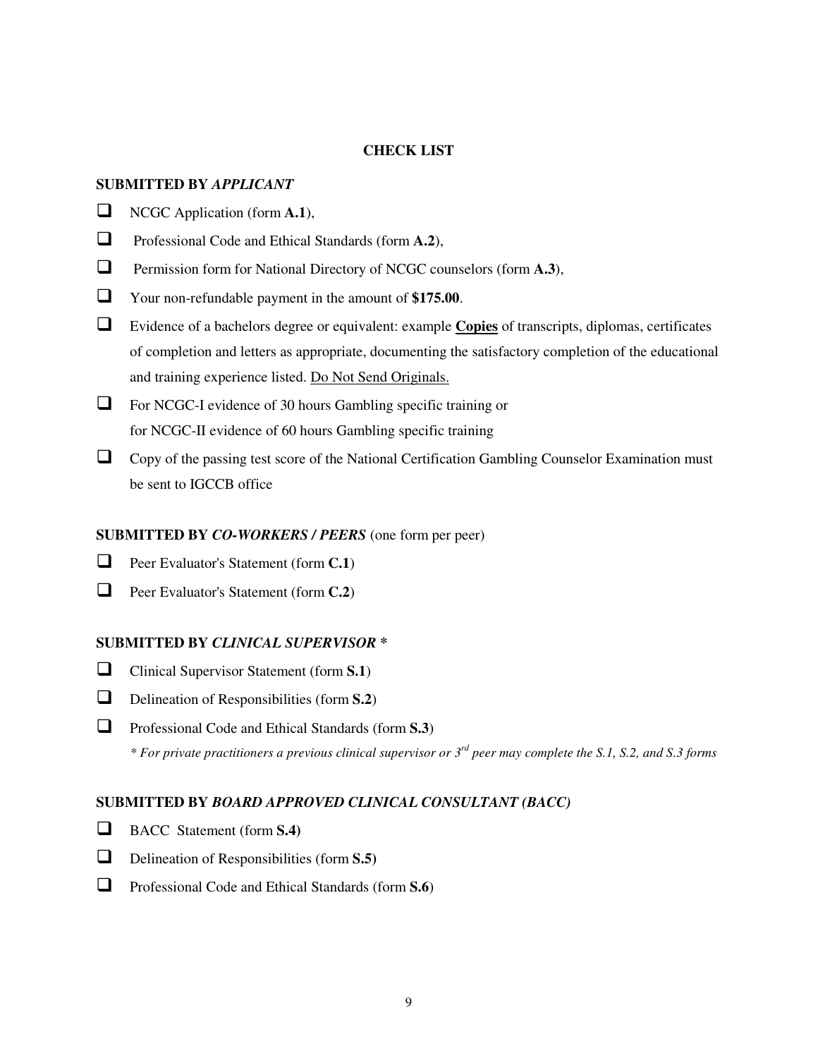## CHECK LIST

**SUBMITTED BY *APPLICANT***

- ☐ NCGC Application (form **A.1**),
- ☐ Professional Code and Ethical Standards (form **A.2**),
- ☐ Permission form for National Directory of NCGC counselors (form **A.3**),
- ☐ Your non-refundable payment in the amount of **$175.00**.
- ☐ Evidence of a bachelors degree or equivalent: example **<u>Copies</u>** of transcripts, diplomas, certificates of completion and letters as appropriate, documenting the satisfactory completion of the educational and training experience listed. <u>Do Not Send Originals.</u>
- ☐ For NCGC-I evidence of 30 hours Gambling specific training or for NCGC-II evidence of 60 hours Gambling specific training
- ☐ Copy of the passing test score of the National Certification Gambling Counselor Examination must be sent to IGCCB office

**SUBMITTED BY *CO-WORKERS / PEERS*** (one form per peer)

- ☐ Peer Evaluator's Statement (form **C.1**)
- ☐ Peer Evaluator's Statement (form **C.2**)

**SUBMITTED BY *CLINICAL SUPERVISOR* \***

- ☐ Clinical Supervisor Statement (form **S.1**)
- ☐ Delineation of Responsibilities (form **S.2**)
- ☐ Professional Code and Ethical Standards (form **S.3**)

  *\* For private practitioners a previous clinical supervisor or 3rd peer may complete the S.1, S.2, and S.3 forms*

**SUBMITTED BY *BOARD APPROVED CLINICAL CONSULTANT (BACC)***

- ☐ BACC Statement (form **S.4)**
- ☐ Delineation of Responsibilities (form **S.5)**
- ☐ Professional Code and Ethical Standards (form **S.6**)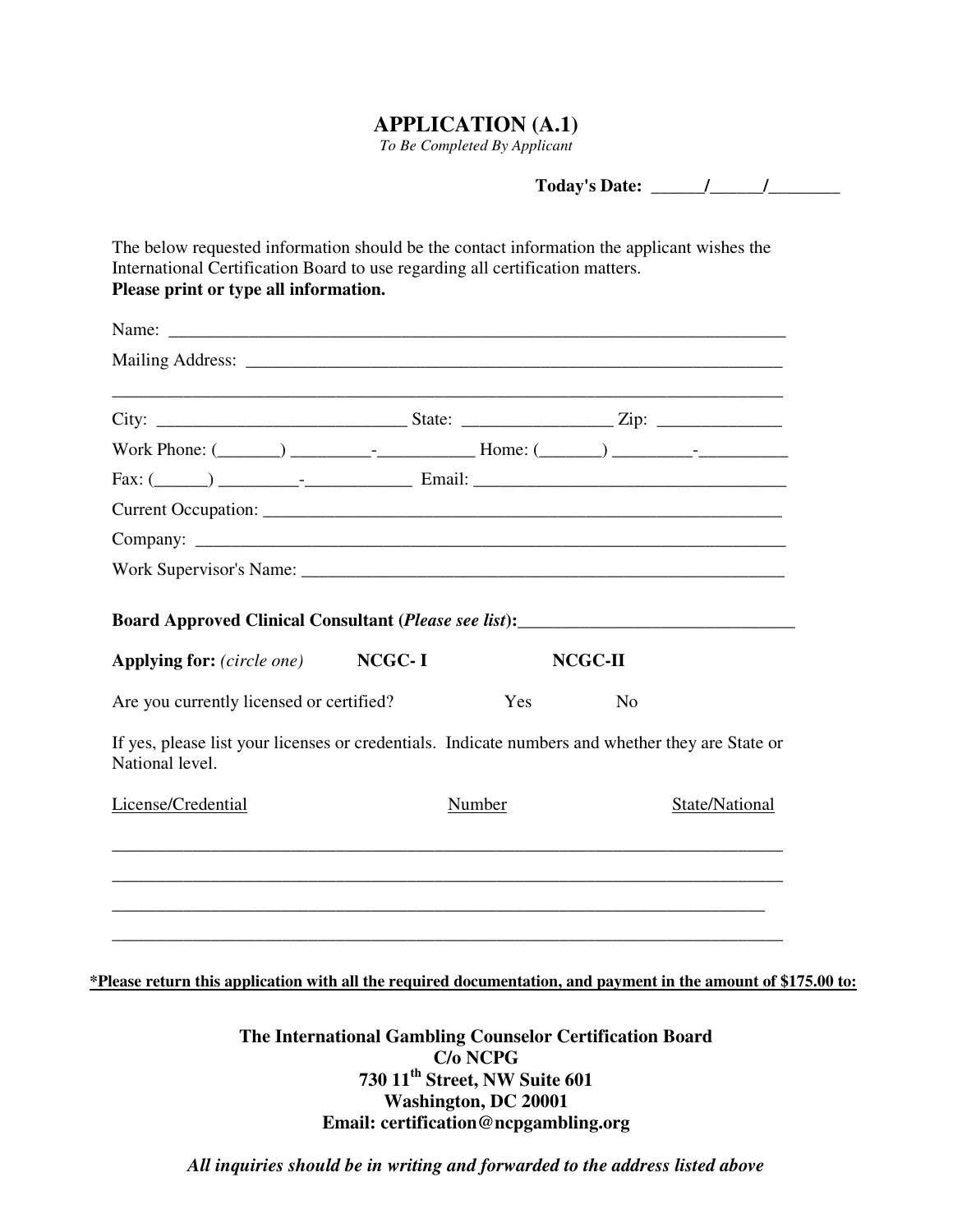# APPLICATION (A.1)

*To Be Completed By Applicant*

**Today's Date: ______/______/________**

The below requested information should be the contact information the applicant wishes the International Certification Board to use regarding all certification matters.
**Please print or type all information.**

Name: ___________________________________________________________________________

Mailing Address: __________________________________________________________________

___________________________________________________________________________

City: ____________________________ State: _________________ Zip: ______________

Work Phone: (_______) _________-___________ Home: (_______) _________-__________

Fax: (______) _________-____________ Email: ____________________________________

Current Occupation: ________________________________________________________

Company: _______________________________________________________________________

Work Supervisor's Name: ______________________________________________________

**Board Approved Clinical Consultant (*Please see list*):**_______________________________

**Applying for:** *(circle one)* **NCGC- I** **NCGC-II**

Are you currently licensed or certified? Yes No

If yes, please list your licenses or credentials. Indicate numbers and whether they are State or National level.

| License/Credential | Number | State/National |
| --- | --- | --- |
| | | |
| | | |
| | | |
| | | |

**\*Please return this application with all the required documentation, and payment in the amount of $175.00 to:**

**The International Gambling Counselor Certification Board**
**C/o NCPG**
**730 11th Street, NW Suite 601**
**Washington, DC 20001**
**Email: certification@ncpgambling.org**

***All inquiries should be in writing and forwarded to the address listed above***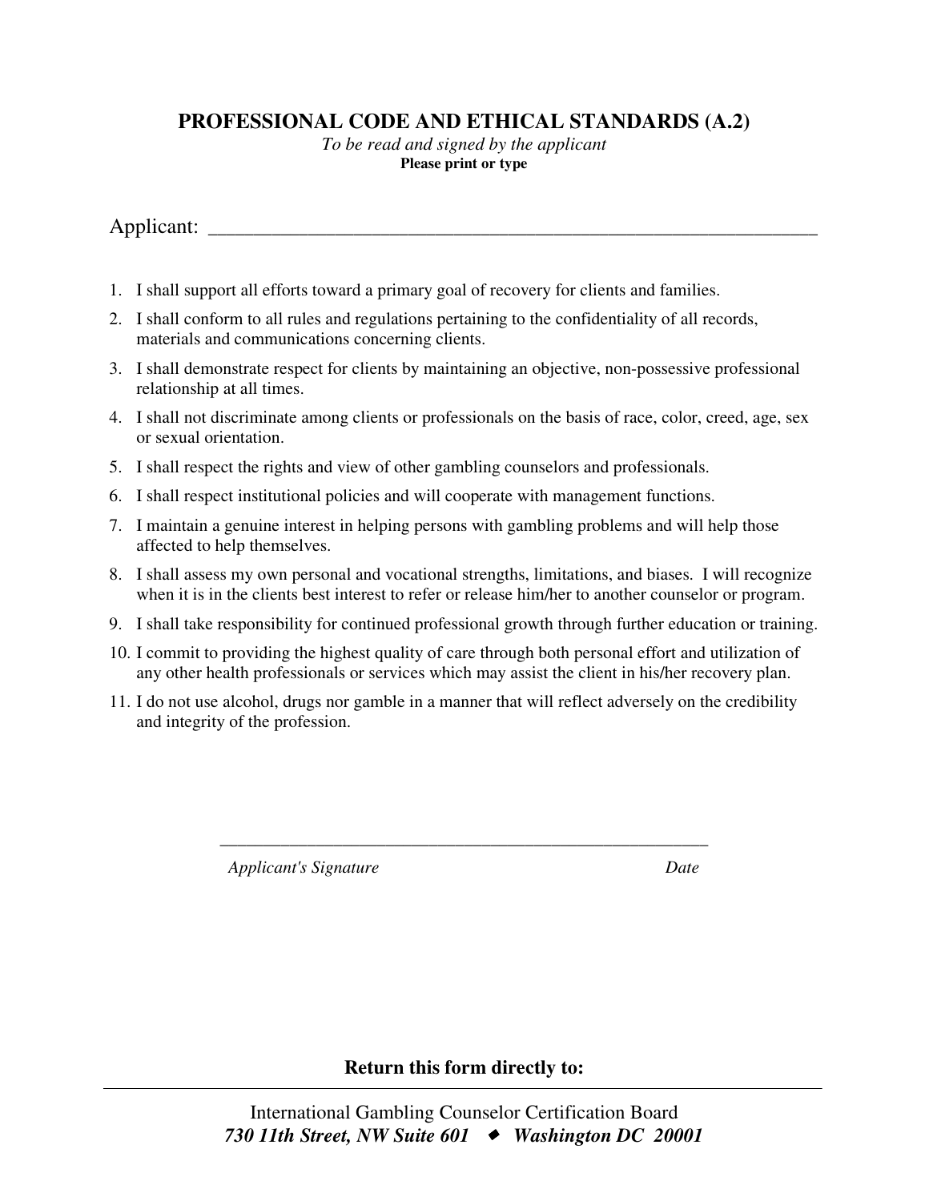# PROFESSIONAL CODE AND ETHICAL STANDARDS (A.2)

*To be read and signed by the applicant*

**Please print or type**

Applicant: ___________________________________________________________

1. I shall support all efforts toward a primary goal of recovery for clients and families.
2. I shall conform to all rules and regulations pertaining to the confidentiality of all records, materials and communications concerning clients.
3. I shall demonstrate respect for clients by maintaining an objective, non-possessive professional relationship at all times.
4. I shall not discriminate among clients or professionals on the basis of race, color, creed, age, sex or sexual orientation.
5. I shall respect the rights and view of other gambling counselors and professionals.
6. I shall respect institutional policies and will cooperate with management functions.
7. I maintain a genuine interest in helping persons with gambling problems and will help those affected to help themselves.
8. I shall assess my own personal and vocational strengths, limitations, and biases. I will recognize when it is in the clients best interest to refer or release him/her to another counselor or program.
9. I shall take responsibility for continued professional growth through further education or training.
10. I commit to providing the highest quality of care through both personal effort and utilization of any other health professionals or services which may assist the client in his/her recovery plan.
11. I do not use alcohol, drugs nor gamble in a manner that will reflect adversely on the credibility and integrity of the profession.

_________________________________________________________

*Applicant's Signature* *Date*

**Return this form directly to:**

International Gambling Counselor Certification Board

*730 11th Street, NW Suite 601 ◆ Washington DC 20001*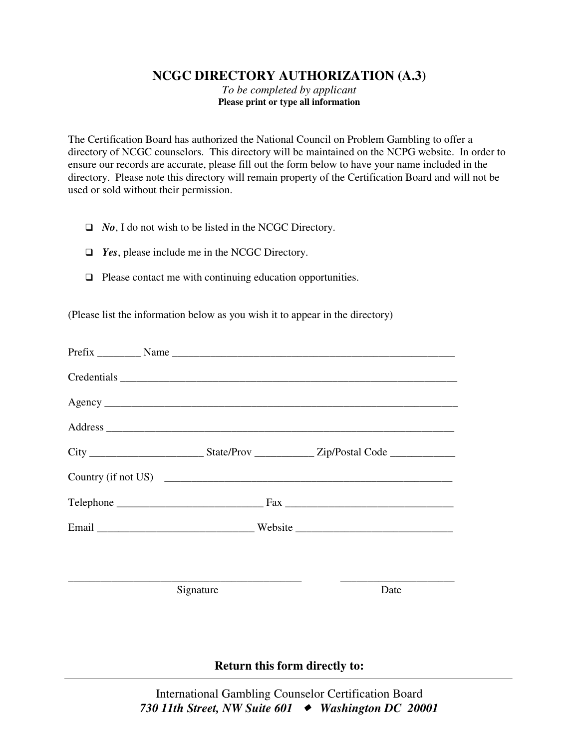# NCGC DIRECTORY AUTHORIZATION (A.3)

*To be completed by applicant*

**Please print or type all information**

The Certification Board has authorized the National Council on Problem Gambling to offer a directory of NCGC counselors. This directory will be maintained on the NCPG website. In order to ensure our records are accurate, please fill out the form below to have your name included in the directory. Please note this directory will remain property of the Certification Board and will not be used or sold without their permission.

- ❑ ***No***, I do not wish to be listed in the NCGC Directory.
- ❑ ***Yes***, please include me in the NCGC Directory.
- ❑ Please contact me with continuing education opportunities.

(Please list the information below as you wish it to appear in the directory)

Prefix ________ Name ______________________________________________________

Credentials ______________________________________________________________

Agency _________________________________________________________________

Address ________________________________________________________________

City _____________________ State/Prov ___________ Zip/Postal Code ____________

Country (if not US) ______________________________________________________

Telephone __________________________ Fax _______________________________

Email _____________________________ Website _____________________________

____________________________________________ ____________________

Signature Date

**Return this form directly to:**

International Gambling Counselor Certification Board

***730 11th Street, NW Suite 601 ◆ Washington DC 20001***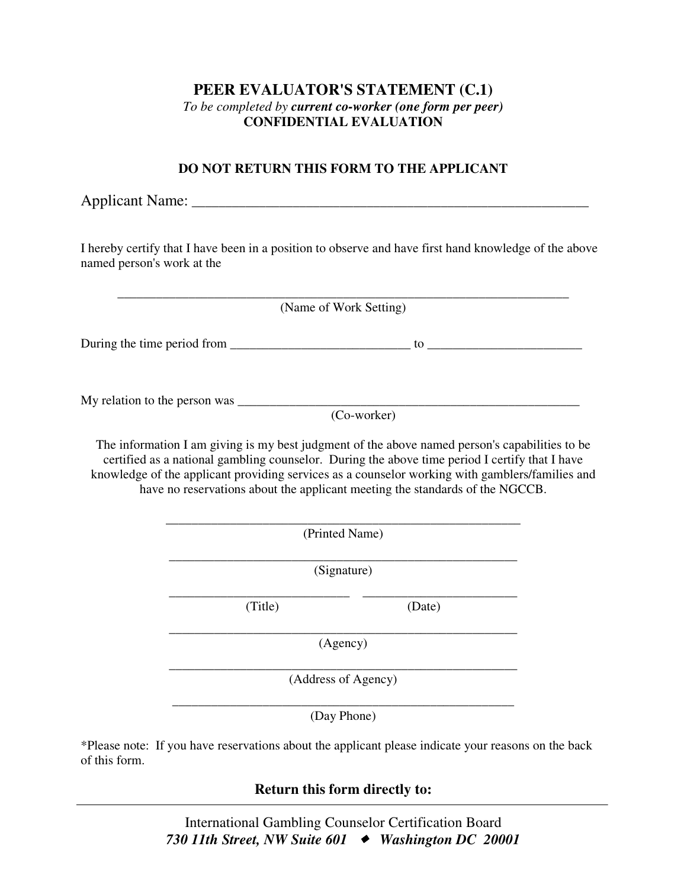# PEER EVALUATOR'S STATEMENT (C.1)

*To be completed by **current co-worker (one form per peer)***

**CONFIDENTIAL EVALUATION**

**DO NOT RETURN THIS FORM TO THE APPLICANT**

Applicant Name: ________________________________________________________

I hereby certify that I have been in a position to observe and have first hand knowledge of the above named person's work at the

_____________________________________________________________________

(Name of Work Setting)

During the time period from ____________________________ to ________________________

My relation to the person was ______________________________________________________

(Co-worker)

The information I am giving is my best judgment of the above named person's capabilities to be certified as a national gambling counselor. During the above time period I certify that I have knowledge of the applicant providing services as a counselor working with gamblers/families and have no reservations about the applicant meeting the standards of the NGCCB.

_______________________________________________________

(Printed Name)

_______________________________________________________

(Signature)

____________________________ ________________________

(Title) (Date)

_______________________________________________________

(Agency)

_______________________________________________________

(Address of Agency)

_______________________________________________________

(Day Phone)

*Please note: If you have reservations about the applicant please indicate your reasons on the back of this form.

**Return this form directly to:**

---

International Gambling Counselor Certification Board

***730 11th Street, NW Suite 601 ◆ Washington DC 20001***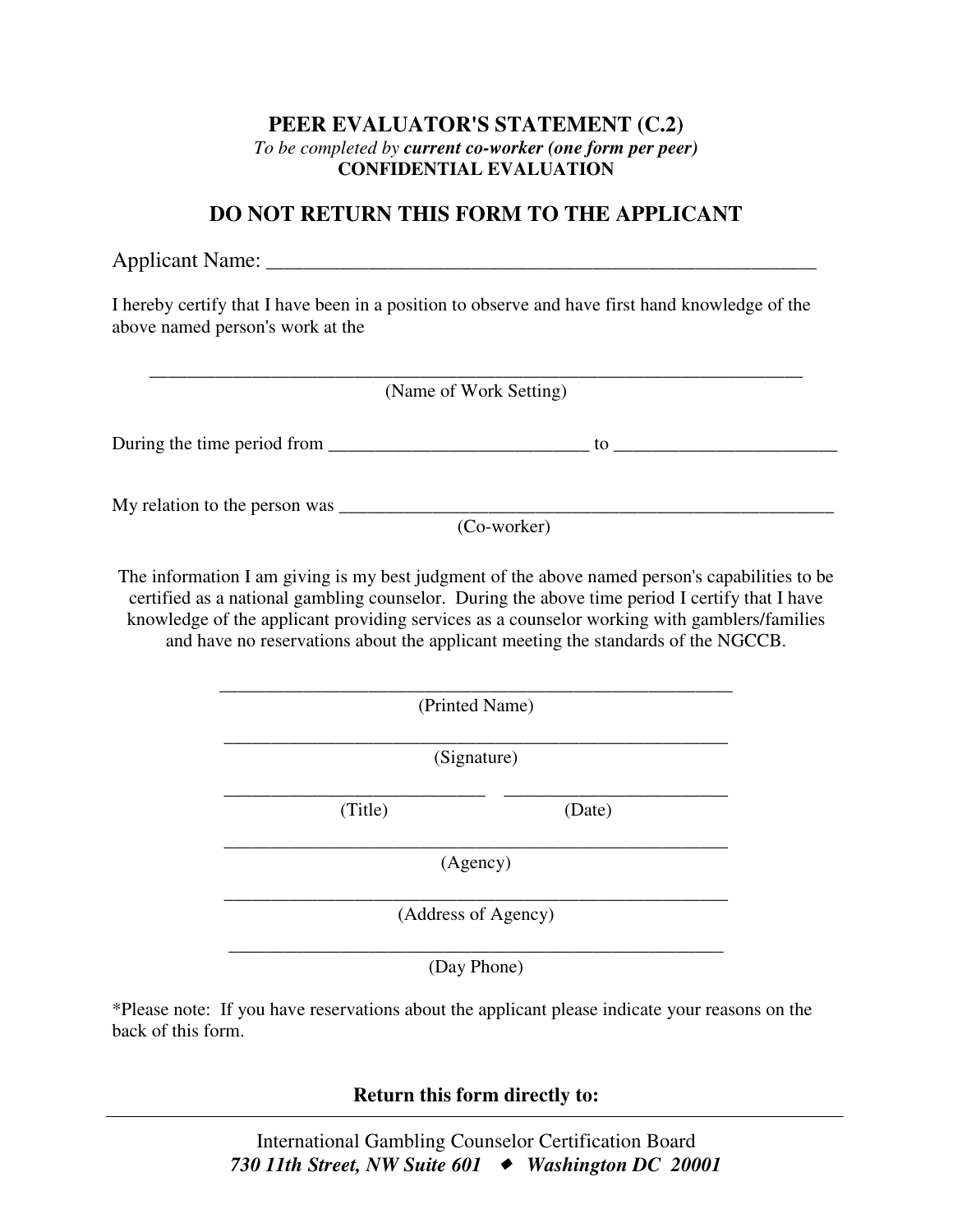**PEER EVALUATOR'S STATEMENT (C.2)**

*To be completed by* ***current co-worker (one form per peer)***

**CONFIDENTIAL EVALUATION**

## DO NOT RETURN THIS FORM TO THE APPLICANT

Applicant Name: _______________________________________________________

I hereby certify that I have been in a position to observe and have first hand knowledge of the above named person's work at the

_____________________________________________________________________
(Name of Work Setting)

During the time period from ____________________________ to ________________________

My relation to the person was ______________________________________________________
(Co-worker)

The information I am giving is my best judgment of the above named person's capabilities to be certified as a national gambling counselor. During the above time period I certify that I have knowledge of the applicant providing services as a counselor working with gamblers/families and have no reservations about the applicant meeting the standards of the NGCCB.

________________________________________________________
(Printed Name)

________________________________________________________
(Signature)

____________________________ ________________________
(Title) (Date)

________________________________________________________
(Agency)

________________________________________________________
(Address of Agency)

________________________________________________________
(Day Phone)

*Please note: If you have reservations about the applicant please indicate your reasons on the back of this form.

**Return this form directly to:**

International Gambling Counselor Certification Board

***730 11th Street, NW Suite 601 ◆ Washington DC 20001***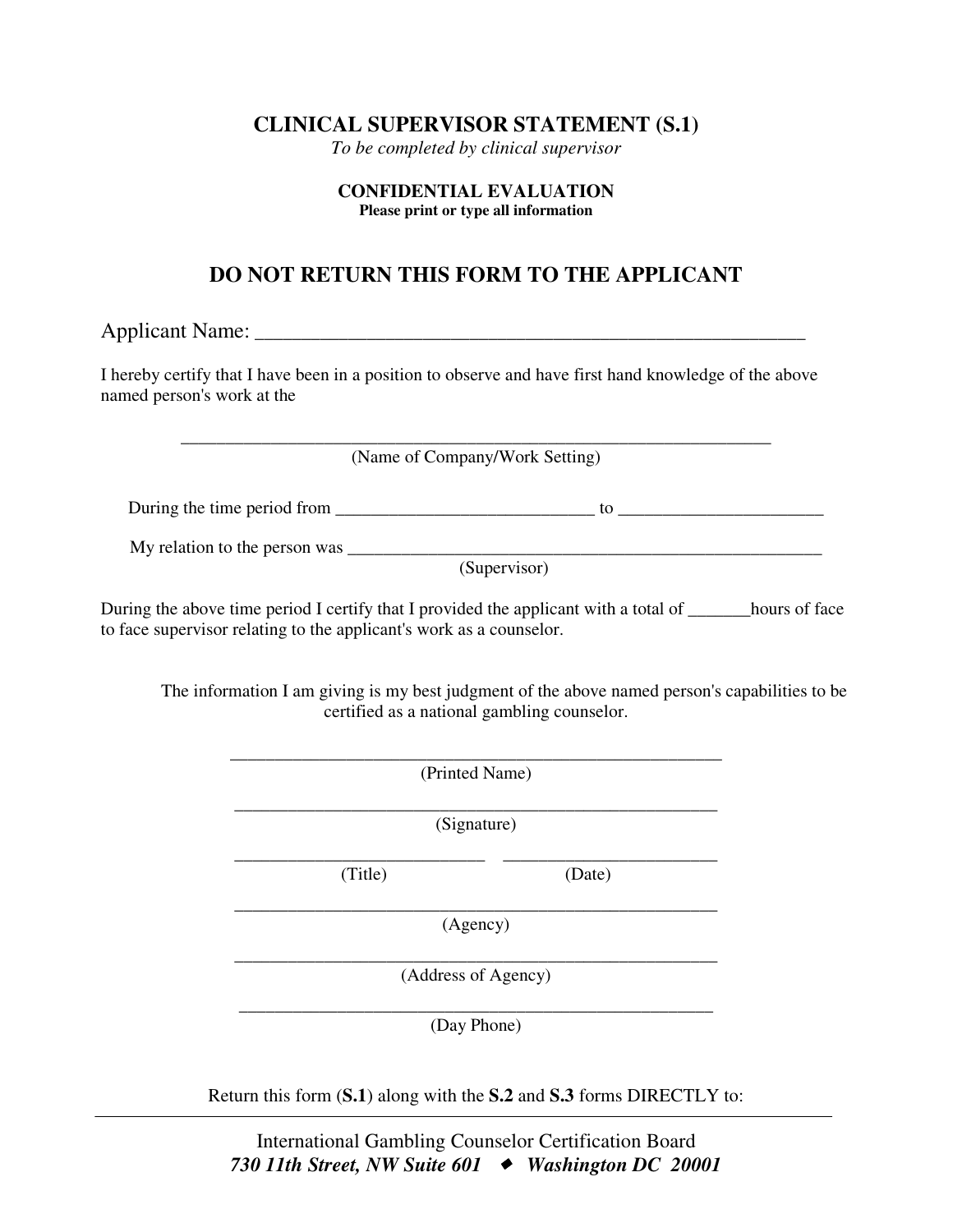# CLINICAL SUPERVISOR STATEMENT (S.1)

*To be completed by clinical supervisor*

**CONFIDENTIAL EVALUATION**

**Please print or type all information**

## DO NOT RETURN THIS FORM TO THE APPLICANT

Applicant Name: _______________________________________________________

I hereby certify that I have been in a position to observe and have first hand knowledge of the above named person's work at the

_________________________________________________________________

(Name of Company/Work Setting)

During the time period from _____________________________ to _______________________

My relation to the person was ________________________________________________________

(Supervisor)

During the above time period I certify that I provided the applicant with a total of _______hours of face to face supervisor relating to the applicant's work as a counselor.

The information I am giving is my best judgment of the above named person's capabilities to be certified as a national gambling counselor.

_______________________________________________________

(Printed Name)

_______________________________________________________

(Signature)

___________________________ ________________________

(Title) (Date)

_______________________________________________________

(Agency)

_______________________________________________________

(Address of Agency)

_______________________________________________________

(Day Phone)

Return this form (**S.1**) along with the **S.2** and **S.3** forms DIRECTLY to:

---

International Gambling Counselor Certification Board

***730 11th Street, NW Suite 601 ◆ Washington DC 20001***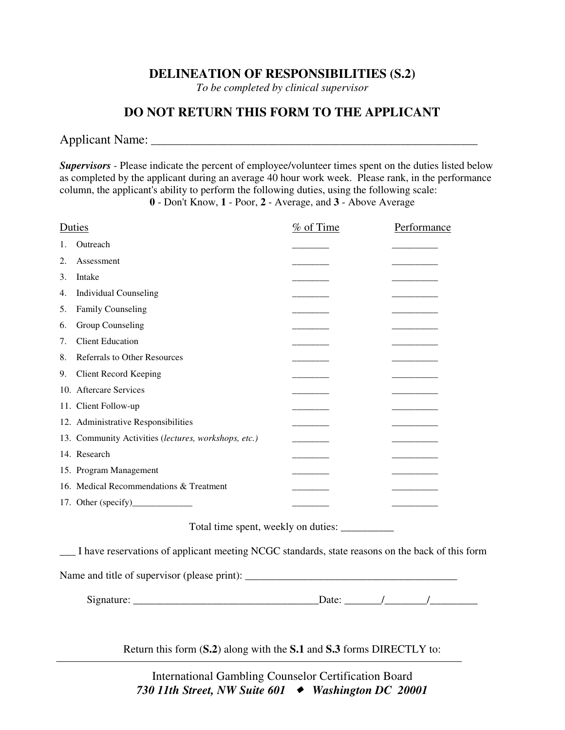## DELINEATION OF RESPONSIBILITIES (S.2)

*To be completed by clinical supervisor*

## DO NOT RETURN THIS FORM TO THE APPLICANT

Applicant Name: _______________________________________________________

***Supervisors*** - Please indicate the percent of employee/volunteer times spent on the duties listed below as completed by the applicant during an average 40 hour work week. Please rank, in the performance column, the applicant's ability to perform the following duties, using the following scale:
**0** - Don't Know, **1** - Poor, **2** - Average, and **3** - Above Average

| Duties | % of Time | Performance |
|---|---|---|
| 1. Outreach | _______ | _________ |
| 2. Assessment | _______ | _________ |
| 3. Intake | _______ | _________ |
| 4. Individual Counseling | _______ | _________ |
| 5. Family Counseling | _______ | _________ |
| 6. Group Counseling | _______ | _________ |
| 7. Client Education | _______ | _________ |
| 8. Referrals to Other Resources | _______ | _________ |
| 9. Client Record Keeping | _______ | _________ |
| 10. Aftercare Services | _______ | _________ |
| 11. Client Follow-up | _______ | _________ |
| 12. Administrative Responsibilities | _______ | _________ |
| 13. Community Activities (*lectures, workshops, etc.*) | _______ | _________ |
| 14. Research | _______ | _________ |
| 15. Program Management | _______ | _________ |
| 16. Medical Recommendations & Treatment | _______ | _________ |
| 17. Other (specify)_____________ | _______ | _________ |

Total time spent, weekly on duties: __________

___ I have reservations of applicant meeting NCGC standards, state reasons on the back of this form

Name and title of supervisor (please print): ________________________________________

Signature: __________________________________Date: _______/_______/_________

Return this form (**S.2**) along with the **S.1** and **S.3** forms DIRECTLY to:

International Gambling Counselor Certification Board
***730 11th Street, NW Suite 601 ◆ Washington DC 20001***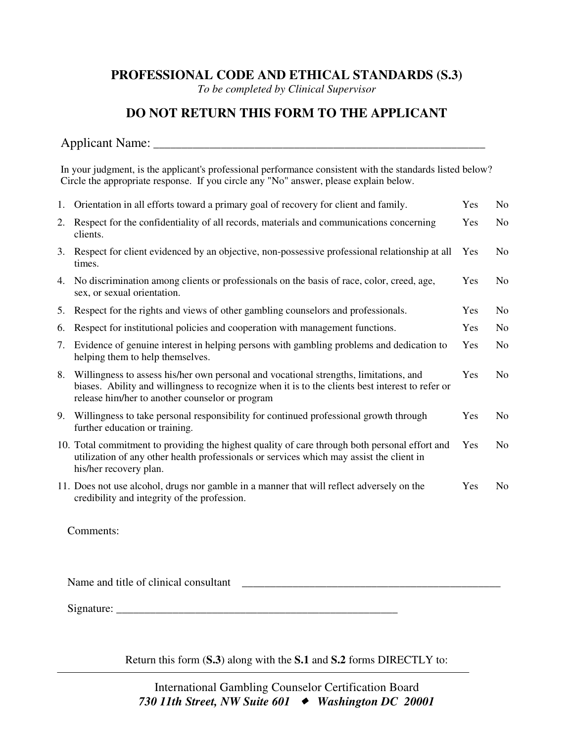## PROFESSIONAL CODE AND ETHICAL STANDARDS (S.3)

*To be completed by Clinical Supervisor*

## DO NOT RETURN THIS FORM TO THE APPLICANT

Applicant Name: ______________________________________________________

In your judgment, is the applicant's professional performance consistent with the standards listed below? Circle the appropriate response. If you circle any "No" answer, please explain below.

| | Standard | | |
|---|---|---|---|
| 1. | Orientation in all efforts toward a primary goal of recovery for client and family. | Yes | No |
| 2. | Respect for the confidentiality of all records, materials and communications concerning clients. | Yes | No |
| 3. | Respect for client evidenced by an objective, non-possessive professional relationship at all times. | Yes | No |
| 4. | No discrimination among clients or professionals on the basis of race, color, creed, age, sex, or sexual orientation. | Yes | No |
| 5. | Respect for the rights and views of other gambling counselors and professionals. | Yes | No |
| 6. | Respect for institutional policies and cooperation with management functions. | Yes | No |
| 7. | Evidence of genuine interest in helping persons with gambling problems and dedication to helping them to help themselves. | Yes | No |
| 8. | Willingness to assess his/her own personal and vocational strengths, limitations, and biases. Ability and willingness to recognize when it is to the clients best interest to refer or release him/her to another counselor or program | Yes | No |
| 9. | Willingness to take personal responsibility for continued professional growth through further education or training. | Yes | No |
| 10. | Total commitment to providing the highest quality of care through both personal effort and utilization of any other health professionals or services which may assist the client in his/her recovery plan. | Yes | No |
| 11. | Does not use alcohol, drugs nor gamble in a manner that will reflect adversely on the credibility and integrity of the profession. | Yes | No |

Comments:

Name and title of clinical consultant ______________________________________________

Signature: ____________________________________________________

Return this form (**S.3**) along with the **S.1** and **S.2** forms DIRECTLY to:

International Gambling Counselor Certification Board
***730 11th Street, NW Suite 601 ◆ Washington DC 20001***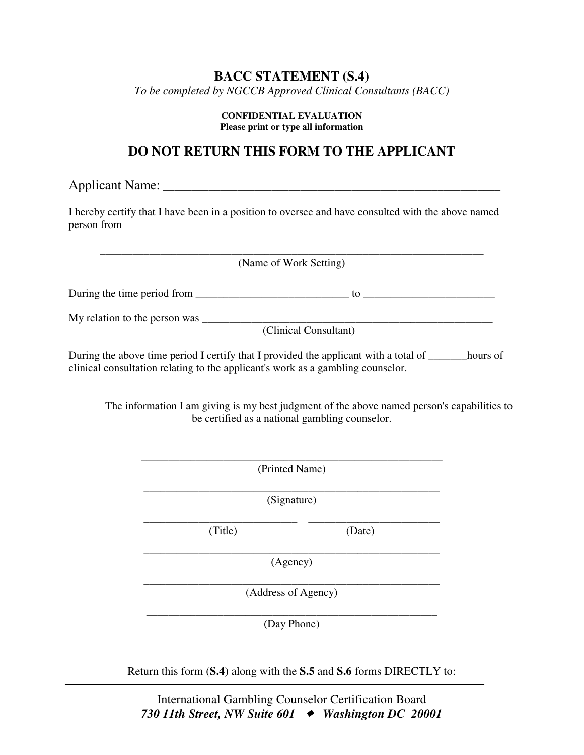# BACC STATEMENT (S.4)

*To be completed by NGCCB Approved Clinical Consultants (BACC)*

**CONFIDENTIAL EVALUATION**
**Please print or type all information**

## DO NOT RETURN THIS FORM TO THE APPLICANT

Applicant Name: _______________________________________________________

I hereby certify that I have been in a position to oversee and have consulted with the above named person from

_______________________________________________________________________
(Name of Work Setting)

During the time period from ____________________________ to ________________________

My relation to the person was ______________________________________________________
(Clinical Consultant)

During the above time period I certify that I provided the applicant with a total of _______hours of clinical consultation relating to the applicant's work as a gambling counselor.

The information I am giving is my best judgment of the above named person's capabilities to be certified as a national gambling counselor.

_______________________________________________________
(Printed Name)

_______________________________________________________
(Signature)

____________________________ ________________________
(Title) (Date)

_______________________________________________________
(Agency)

_______________________________________________________
(Address of Agency)

_______________________________________________________
(Day Phone)

Return this form (**S.4**) along with the **S.5** and **S.6** forms DIRECTLY to:

International Gambling Counselor Certification Board
***730 11th Street, NW Suite 601 ◆ Washington DC 20001***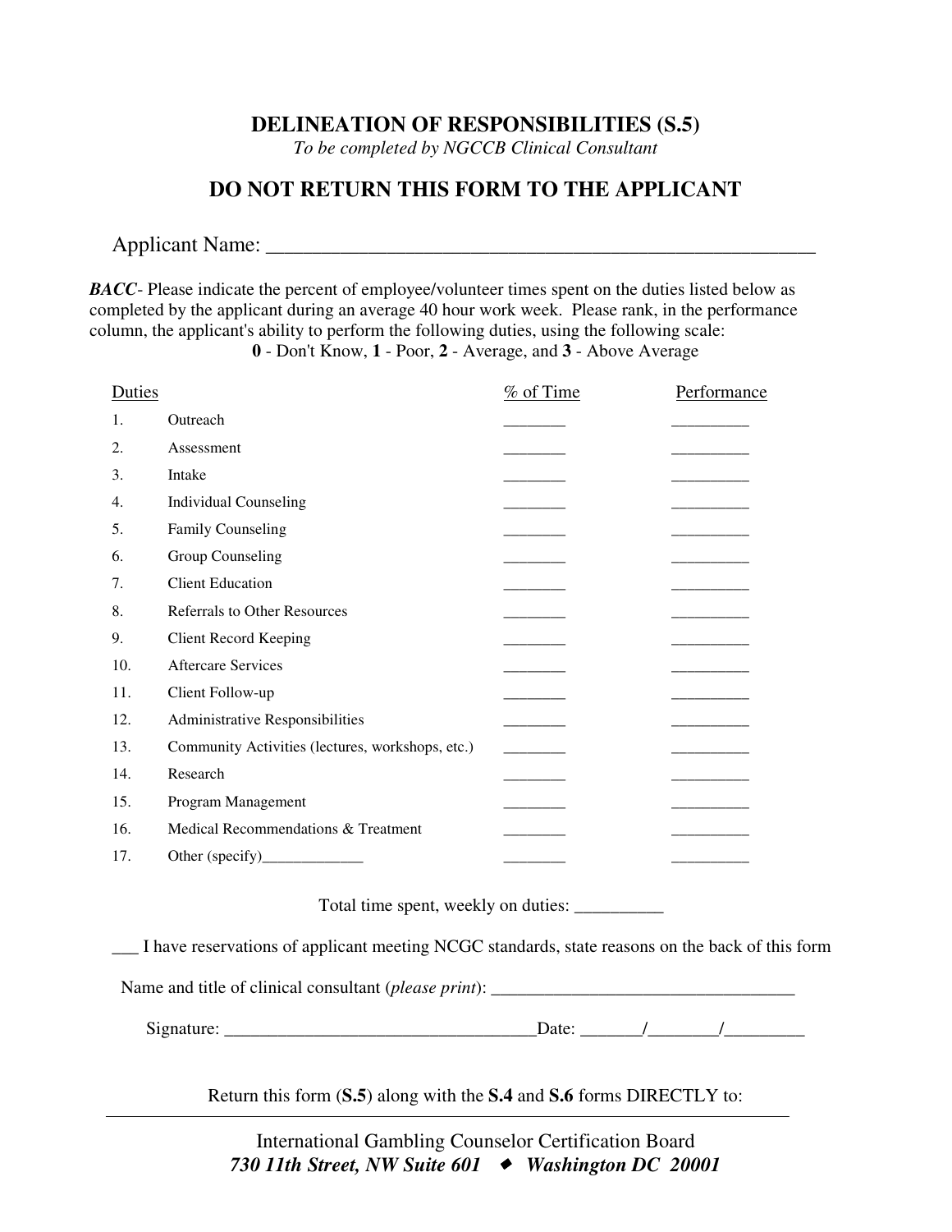# DELINEATION OF RESPONSIBILITIES (S.5)

*To be completed by NGCCB Clinical Consultant*

## DO NOT RETURN THIS FORM TO THE APPLICANT

Applicant Name: ______________________________________________________

***BACC***- Please indicate the percent of employee/volunteer times spent on the duties listed below as completed by the applicant during an average 40 hour work week. Please rank, in the performance column, the applicant's ability to perform the following duties, using the following scale:
**0** - Don't Know, **1** - Poor, **2** - Average, and **3** - Above Average

| | Duties | % of Time | Performance |
|---|---|---|---|
| 1. | Outreach | ________ | _________ |
| 2. | Assessment | ________ | _________ |
| 3. | Intake | ________ | _________ |
| 4. | Individual Counseling | ________ | _________ |
| 5. | Family Counseling | ________ | _________ |
| 6. | Group Counseling | ________ | _________ |
| 7. | Client Education | ________ | _________ |
| 8. | Referrals to Other Resources | ________ | _________ |
| 9. | Client Record Keeping | ________ | _________ |
| 10. | Aftercare Services | ________ | _________ |
| 11. | Client Follow-up | ________ | _________ |
| 12. | Administrative Responsibilities | ________ | _________ |
| 13. | Community Activities (lectures, workshops, etc.) | ________ | _________ |
| 14. | Research | ________ | _________ |
| 15. | Program Management | ________ | _________ |
| 16. | Medical Recommendations & Treatment | ________ | _________ |
| 17. | Other (specify)_____________ | ________ | _________ |

Total time spent, weekly on duties: __________

___ I have reservations of applicant meeting NCGC standards, state reasons on the back of this form

Name and title of clinical consultant (*please print*): __________________________________

Signature: ___________________________________Date: _______/________/_________

Return this form (**S.5**) along with the **S.4** and **S.6** forms DIRECTLY to:

International Gambling Counselor Certification Board
***730 11th Street, NW Suite 601 ◆ Washington DC 20001***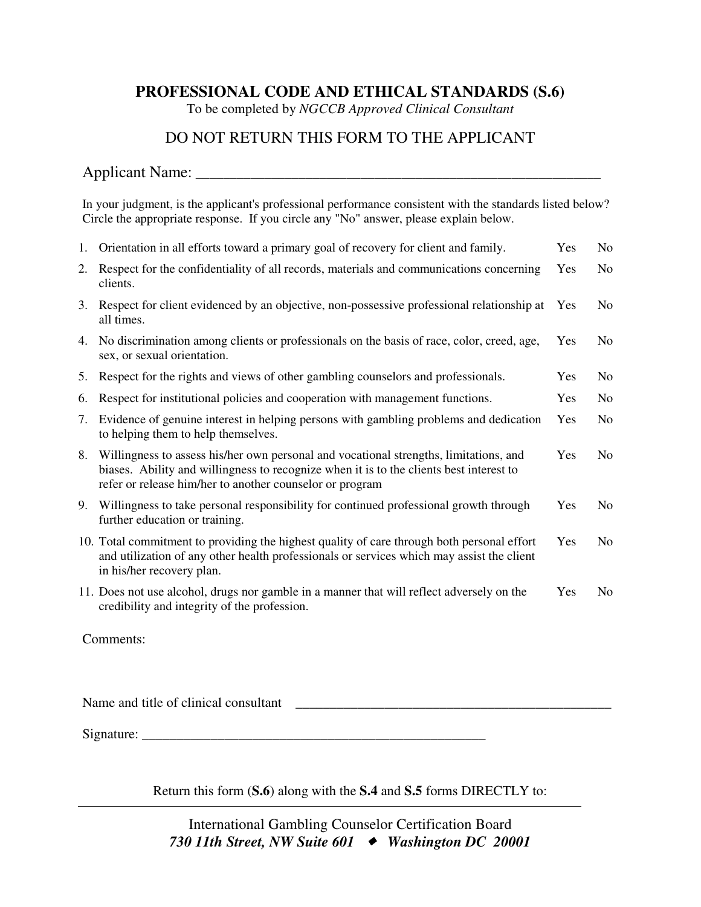## PROFESSIONAL CODE AND ETHICAL STANDARDS (S.6)

To be completed by *NGCCB Approved Clinical Consultant*

DO NOT RETURN THIS FORM TO THE APPLICANT

Applicant Name: _______________________________________________________

In your judgment, is the applicant's professional performance consistent with the standards listed below? Circle the appropriate response. If you circle any "No" answer, please explain below.

| | | | |
|---|---|---|---|
| 1. | Orientation in all efforts toward a primary goal of recovery for client and family. | Yes | No |
| 2. | Respect for the confidentiality of all records, materials and communications concerning clients. | Yes | No |
| 3. | Respect for client evidenced by an objective, non-possessive professional relationship at all times. | Yes | No |
| 4. | No discrimination among clients or professionals on the basis of race, color, creed, age, sex, or sexual orientation. | Yes | No |
| 5. | Respect for the rights and views of other gambling counselors and professionals. | Yes | No |
| 6. | Respect for institutional policies and cooperation with management functions. | Yes | No |
| 7. | Evidence of genuine interest in helping persons with gambling problems and dedication to helping them to help themselves. | Yes | No |
| 8. | Willingness to assess his/her own personal and vocational strengths, limitations, and biases. Ability and willingness to recognize when it is to the clients best interest to refer or release him/her to another counselor or program | Yes | No |
| 9. | Willingness to take personal responsibility for continued professional growth through further education or training. | Yes | No |
| 10. | Total commitment to providing the highest quality of care through both personal effort and utilization of any other health professionals or services which may assist the client in his/her recovery plan. | Yes | No |
| 11. | Does not use alcohol, drugs nor gamble in a manner that will reflect adversely on the credibility and integrity of the profession. | Yes | No |

Comments:

Name and title of clinical consultant _______________________________________________

Signature: ____________________________________________________

Return this form (**S.6**) along with the **S.4** and **S.5** forms DIRECTLY to:

International Gambling Counselor Certification Board

***730 11th Street, NW Suite 601 ◆ Washington DC 20001***